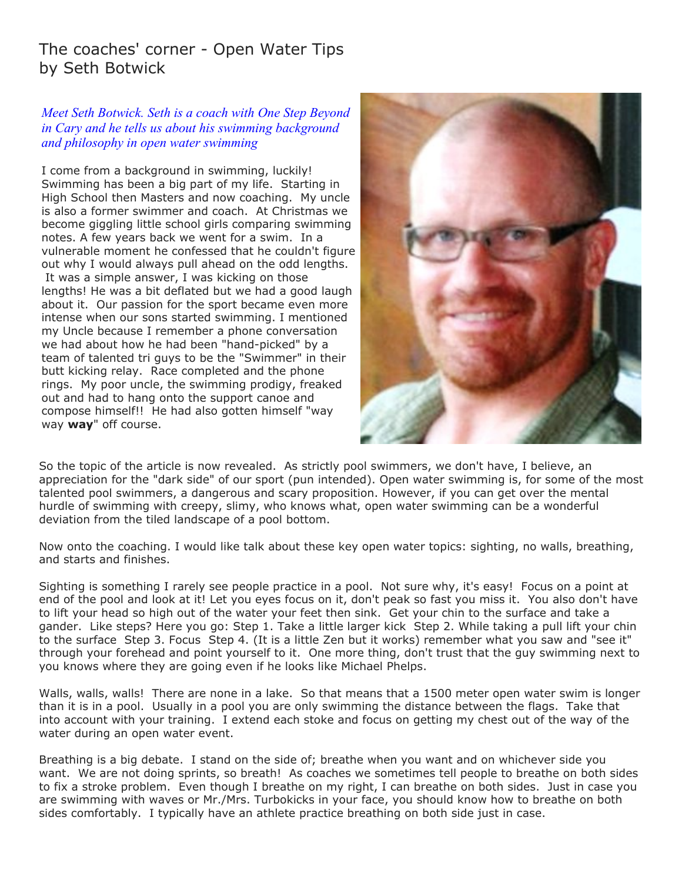# The coaches' corner - Open Water Tips by Seth Botwick

*Meet Seth Botwick. Seth is a coach with One Step Beyond in Cary and he tells us about his swimming background and philosophy in open water swimming*

I come from a background in swimming, luckily! Swimming has been a big part of my life. Starting in High School then Masters and now coaching. My uncle is also a former swimmer and coach. At Christmas we become giggling little school girls comparing swimming notes. A few years back we went for a swim. In a vulnerable moment he confessed that he couldn't figure out why I would always pull ahead on the odd lengths. It was a simple answer, I was kicking on those lengths! He was a bit deflated but we had a good laugh about it. Our passion for the sport became even more intense when our sons started swimming. I mentioned my Uncle because I remember a phone conversation we had about how he had been "hand-picked" by a team of talented tri guys to be the "Swimmer" in their butt kicking relay. Race completed and the phone rings. My poor uncle, the swimming prodigy, freaked out and had to hang onto the support canoe and compose himself!! He had also gotten himself "way way **way**" off course.

So the topic of the article is now revealed. As strictly pool swimmers, we don't have, I believe, an appreciation for the "dark side" of our sport (pun intended). Open water swimming is, for some of the most talented pool swimmers, a dangerous and scary proposition. However, if you can get over the mental hurdle of swimming with creepy, slimy, who knows what, open water swimming can be a wonderful deviation from the tiled landscape of a pool bottom.

Now onto the coaching. I would like talk about these key open water topics: sighting, no walls, breathing, and starts and finishes.

Sighting is something I rarely see people practice in a pool. Not sure why, it's easy! Focus on a point at end of the pool and look at it! Let you eyes focus on it, don't peak so fast you miss it. You also don't have to lift your head so high out of the water your feet then sink. Get your chin to the surface and take a gander. Like steps? Here you go: Step 1. Take a little larger kick Step 2. While taking a pull lift your chin to the surface Step 3. Focus Step 4. (It is a little Zen but it works) remember what you saw and "see it" through your forehead and point yourself to it. One more thing, don't trust that the guy swimming next to you knows where they are going even if he looks like Michael Phelps.

Walls, walls, walls! There are none in a lake. So that means that a 1500 meter open water swim is longer than it is in a pool. Usually in a pool you are only swimming the distance between the flags. Take that into account with your training. I extend each stoke and focus on getting my chest out of the way of the water during an open water event.

Breathing is a big debate. I stand on the side of; breathe when you want and on whichever side you want. We are not doing sprints, so breath! As coaches we sometimes tell people to breathe on both sides to fix a stroke problem. Even though I breathe on my right, I can breathe on both sides. Just in case you are swimming with waves or Mr./Mrs. Turbokicks in your face, you should know how to breathe on both sides comfortably. I typically have an athlete practice breathing on both side just in case.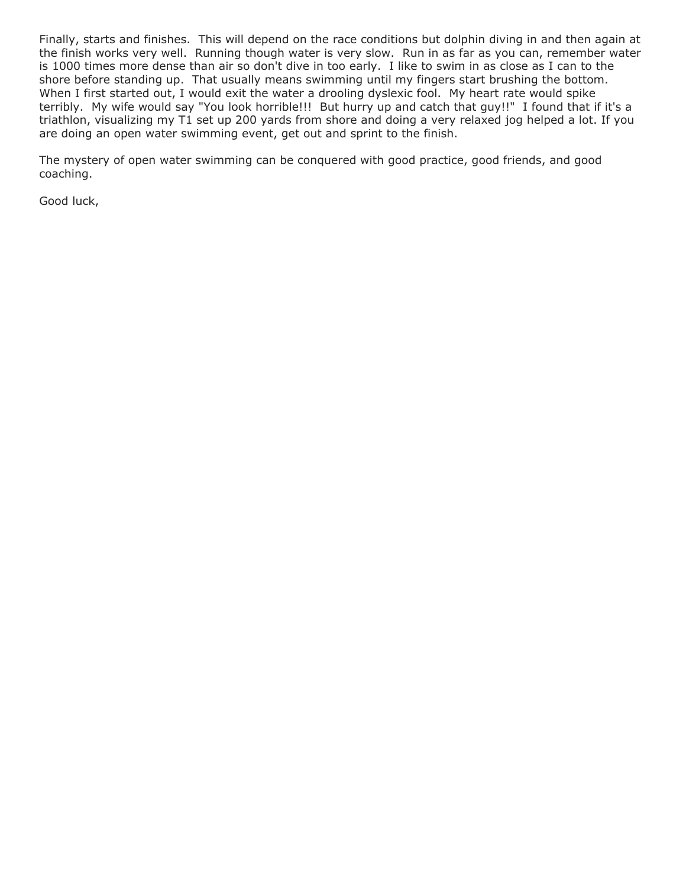Finally, starts and finishes. This will depend on the race conditions but dolphin diving in and then again at the finish works very well. Running though water is very slow. Run in as far as you can, remember water is 1000 times more dense than air so don't dive in too early. I like to swim in as close as I can to the shore before standing up. That usually means swimming until my fingers start brushing the bottom. When I first started out, I would exit the water a drooling dyslexic fool. My heart rate would spike terribly. My wife would say "You look horrible!!! But hurry up and catch that guy!!" I found that if it's a triathlon, visualizing my T1 set up 200 yards from shore and doing a very relaxed jog helped a lot. If you are doing an open water swimming event, get out and sprint to the finish.

The mystery of open water swimming can be conquered with good practice, good friends, and good coaching.

Good luck,